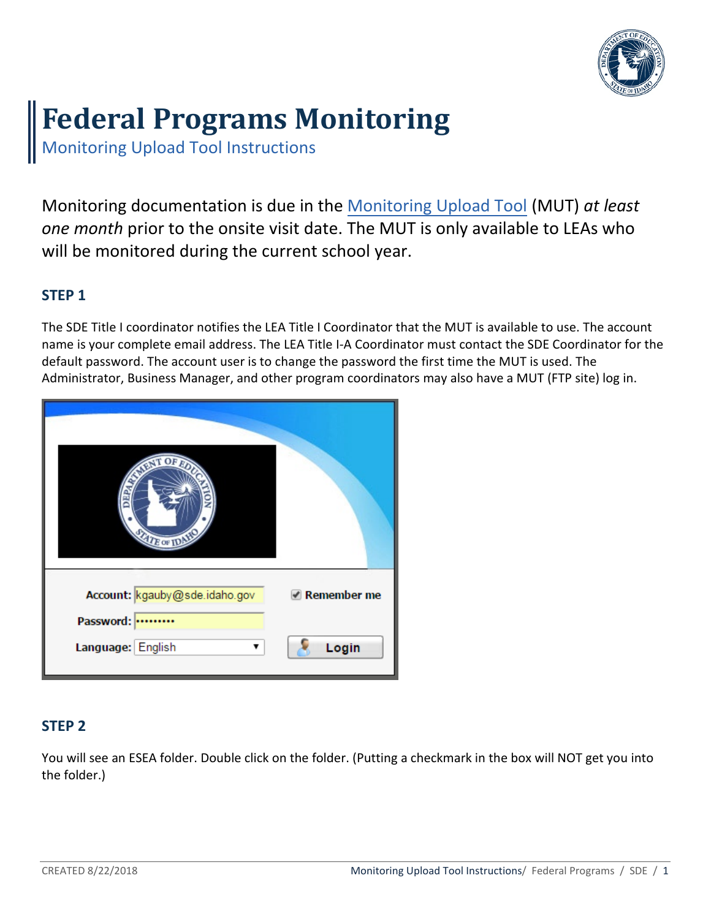# Federal Programs Monitoring

## Monitoring Upload Tool Instructions

Monitoring documentation is due in the Monitoring Upload Tool (MUT) *at least one month* prior to the onsite visit date. The MUT is only available to LEAs who will be monitored during the current school year.

### STEP 1

The SDE Title I coordinator notifies the LEA Title I Coordinator that the MUT is available to use. The account name is your complete email address. The LEA Title I-A Coordinator must contact the SDE Coordinator for the default password. The account user is to change the password the first time the MUT is used. The Administrator, Business Manager, and other program coordinators may also have a MUT (FTP site) log in.

### STEP 2

You will see an ESEA folder. Double click on the folder. (Putting a checkmark in the box will NOT get you into the folder.)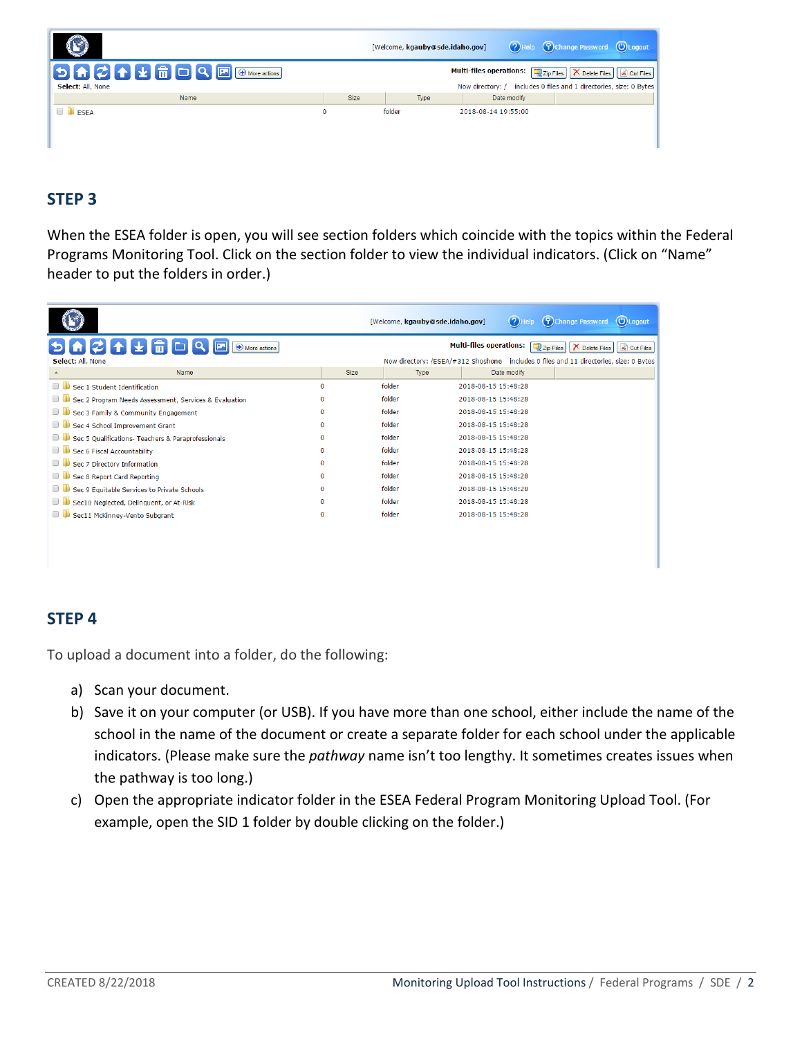## STEP 3

When the ESEA folder is open, you will see section folders which coincide with the topics within the Federal Programs Monitoring Tool. Click on the section folder to view the individual indicators. (Click on "Name" header to put the folders in order.)

## STEP 4

To upload a document into a folder, do the following:

a) Scan your document.
b) Save it on your computer (or USB). If you have more than one school, either include the name of the school in the name of the document or create a separate folder for each school under the applicable indicators. (Please make sure the *pathway* name isn't too lengthy. It sometimes creates issues when the pathway is too long.)
c) Open the appropriate indicator folder in the ESEA Federal Program Monitoring Upload Tool. (For example, open the SID 1 folder by double clicking on the folder.)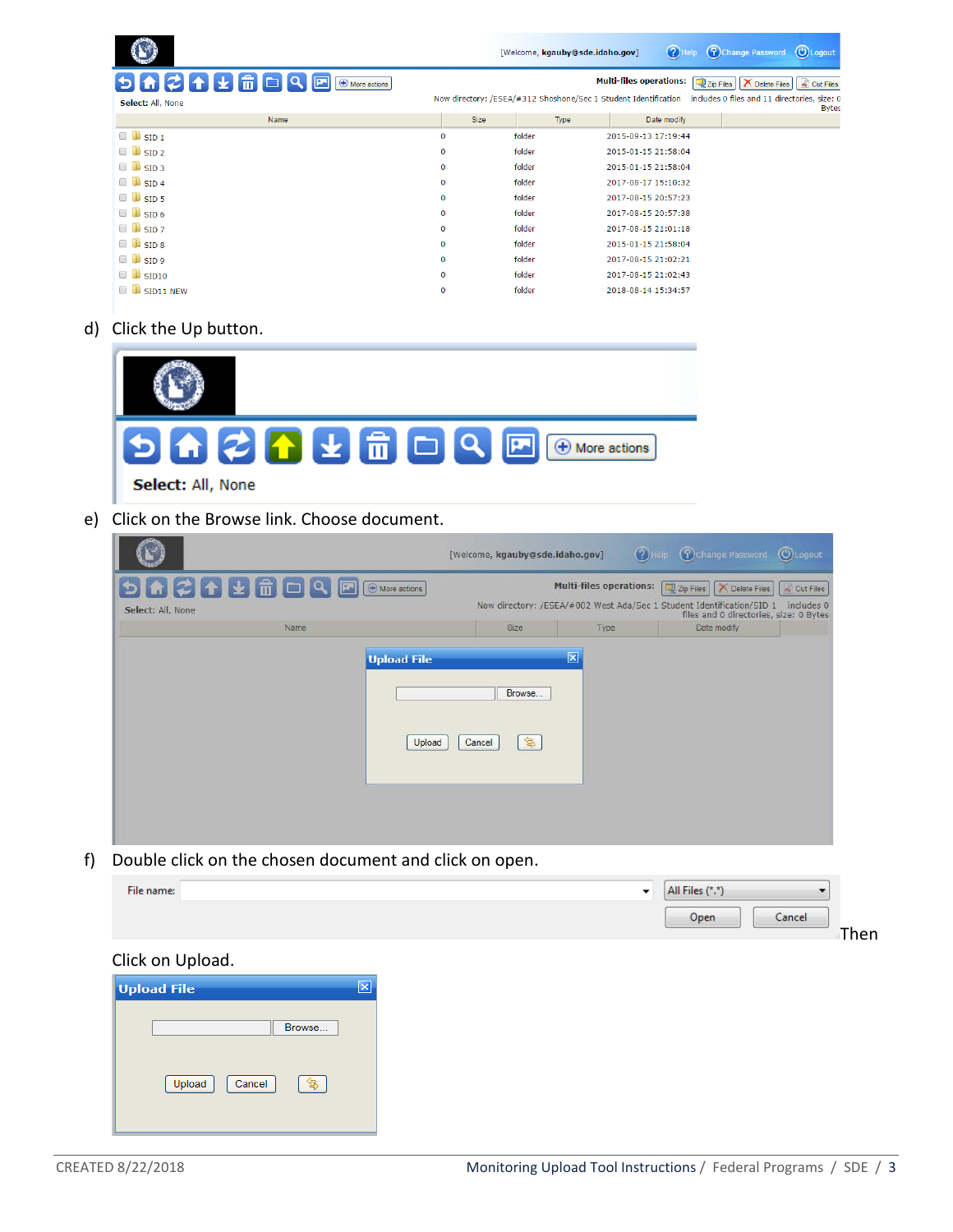d) Click the Up button.

e) Click on the Browse link. Choose document.

f) Double click on the chosen document and click on open.

Then

Click on Upload.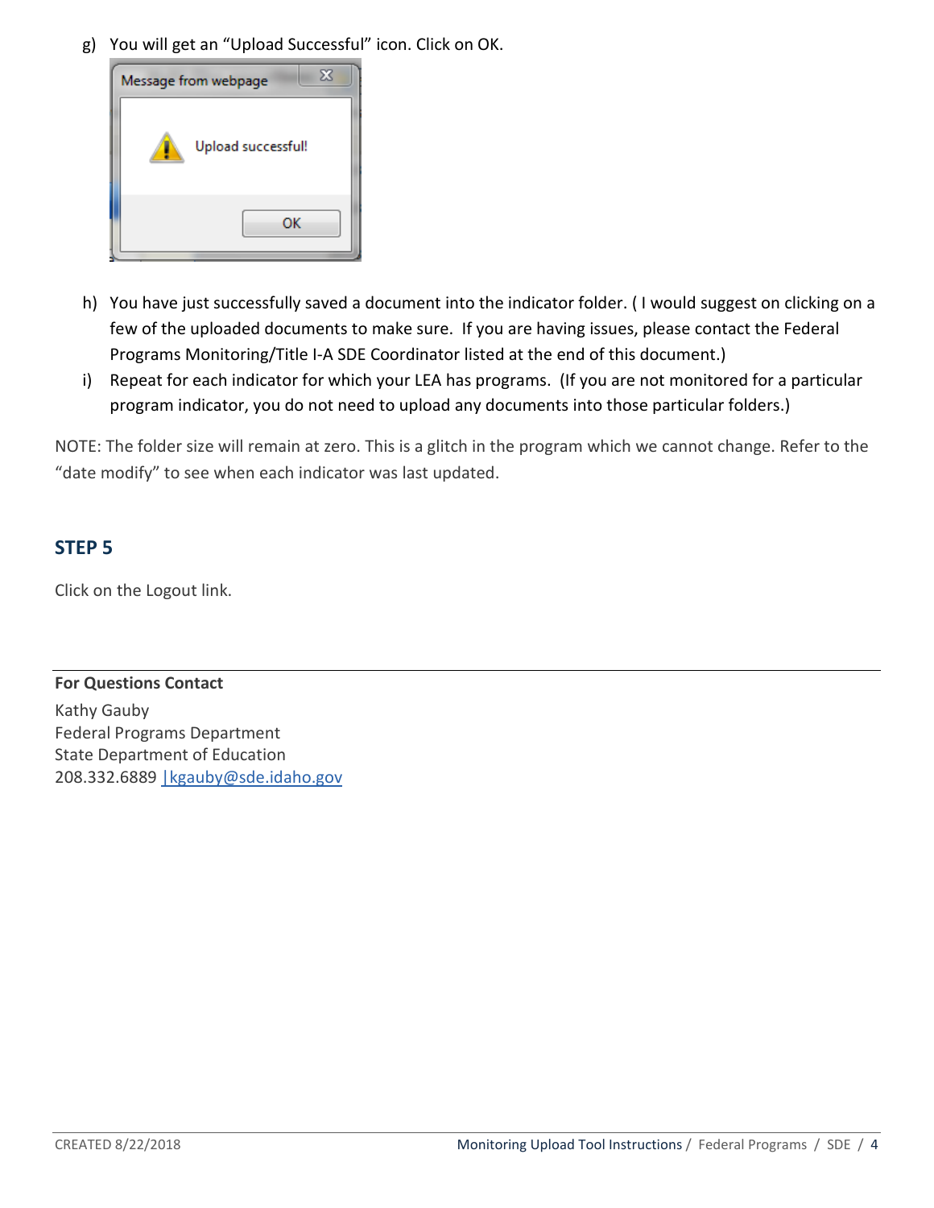g) You will get an "Upload Successful" icon. Click on OK.

h) You have just successfully saved a document into the indicator folder. ( I would suggest on clicking on a few of the uploaded documents to make sure. If you are having issues, please contact the Federal Programs Monitoring/Title I-A SDE Coordinator listed at the end of this document.)

i) Repeat for each indicator for which your LEA has programs. (If you are not monitored for a particular program indicator, you do not need to upload any documents into those particular folders.)

NOTE: The folder size will remain at zero. This is a glitch in the program which we cannot change. Refer to the "date modify" to see when each indicator was last updated.

## STEP 5

Click on the Logout link.

**For Questions Contact**

Kathy Gauby
Federal Programs Department
State Department of Education
208.332.6889 |kgauby@sde.idaho.gov